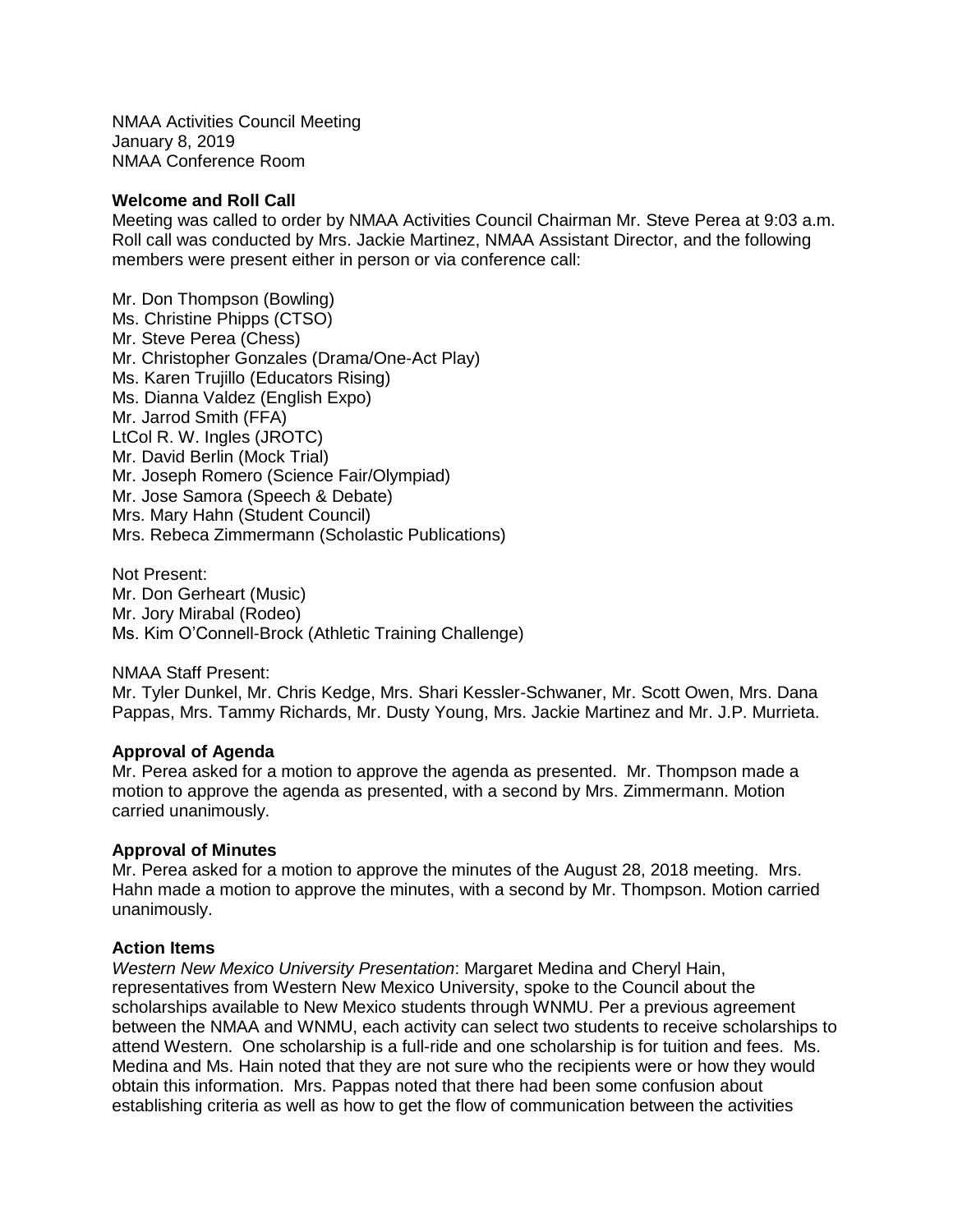NMAA Activities Council Meeting
January 8, 2019
NMAA Conference Room

**Welcome and Roll Call**

Meeting was called to order by NMAA Activities Council Chairman Mr. Steve Perea at 9:03 a.m. Roll call was conducted by Mrs. Jackie Martinez, NMAA Assistant Director, and the following members were present either in person or via conference call:

Mr. Don Thompson (Bowling)
Ms. Christine Phipps (CTSO)
Mr. Steve Perea (Chess)
Mr. Christopher Gonzales (Drama/One-Act Play)
Ms. Karen Trujillo (Educators Rising)
Ms. Dianna Valdez (English Expo)
Mr. Jarrod Smith (FFA)
LtCol R. W. Ingles (JROTC)
Mr. David Berlin (Mock Trial)
Mr. Joseph Romero (Science Fair/Olympiad)
Mr. Jose Samora (Speech & Debate)
Mrs. Mary Hahn (Student Council)
Mrs. Rebeca Zimmermann (Scholastic Publications)

Not Present:
Mr. Don Gerheart (Music)
Mr. Jory Mirabal (Rodeo)
Ms. Kim O'Connell-Brock (Athletic Training Challenge)

NMAA Staff Present:
Mr. Tyler Dunkel, Mr. Chris Kedge, Mrs. Shari Kessler-Schwaner, Mr. Scott Owen, Mrs. Dana Pappas, Mrs. Tammy Richards, Mr. Dusty Young, Mrs. Jackie Martinez and Mr. J.P. Murrieta.

**Approval of Agenda**

Mr. Perea asked for a motion to approve the agenda as presented. Mr. Thompson made a motion to approve the agenda as presented, with a second by Mrs. Zimmermann. Motion carried unanimously.

**Approval of Minutes**

Mr. Perea asked for a motion to approve the minutes of the August 28, 2018 meeting. Mrs. Hahn made a motion to approve the minutes, with a second by Mr. Thompson. Motion carried unanimously.

**Action Items**

*Western New Mexico University Presentation*: Margaret Medina and Cheryl Hain, representatives from Western New Mexico University, spoke to the Council about the scholarships available to New Mexico students through WNMU. Per a previous agreement between the NMAA and WNMU, each activity can select two students to receive scholarships to attend Western. One scholarship is a full-ride and one scholarship is for tuition and fees. Ms. Medina and Ms. Hain noted that they are not sure who the recipients were or how they would obtain this information. Mrs. Pappas noted that there had been some confusion about establishing criteria as well as how to get the flow of communication between the activities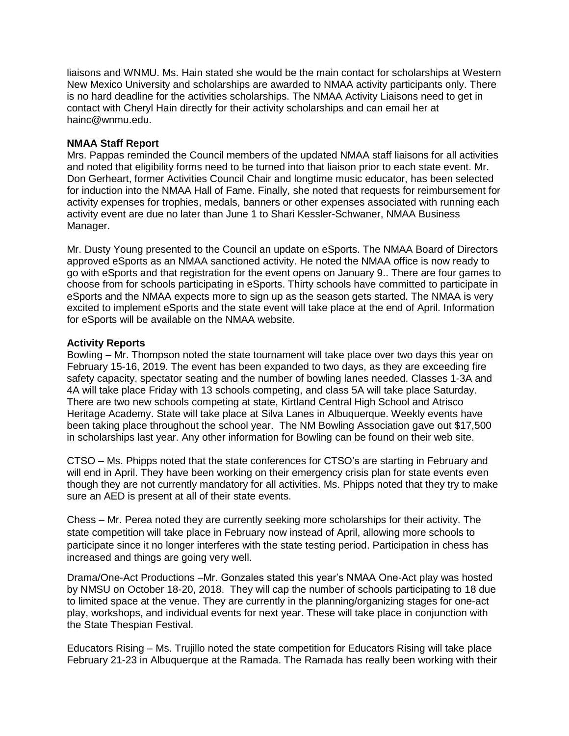liaisons and WNMU. Ms. Hain stated she would be the main contact for scholarships at Western New Mexico University and scholarships are awarded to NMAA activity participants only. There is no hard deadline for the activities scholarships. The NMAA Activity Liaisons need to get in contact with Cheryl Hain directly for their activity scholarships and can email her at hainc@wnmu.edu.

**NMAA Staff Report**

Mrs. Pappas reminded the Council members of the updated NMAA staff liaisons for all activities and noted that eligibility forms need to be turned into that liaison prior to each state event. Mr. Don Gerheart, former Activities Council Chair and longtime music educator, has been selected for induction into the NMAA Hall of Fame. Finally, she noted that requests for reimbursement for activity expenses for trophies, medals, banners or other expenses associated with running each activity event are due no later than June 1 to Shari Kessler-Schwaner, NMAA Business Manager.

Mr. Dusty Young presented to the Council an update on eSports. The NMAA Board of Directors approved eSports as an NMAA sanctioned activity. He noted the NMAA office is now ready to go with eSports and that registration for the event opens on January 9.. There are four games to choose from for schools participating in eSports. Thirty schools have committed to participate in eSports and the NMAA expects more to sign up as the season gets started. The NMAA is very excited to implement eSports and the state event will take place at the end of April. Information for eSports will be available on the NMAA website.

**Activity Reports**

Bowling – Mr. Thompson noted the state tournament will take place over two days this year on February 15-16, 2019. The event has been expanded to two days, as they are exceeding fire safety capacity, spectator seating and the number of bowling lanes needed. Classes 1-3A and 4A will take place Friday with 13 schools competing, and class 5A will take place Saturday. There are two new schools competing at state, Kirtland Central High School and Atrisco Heritage Academy. State will take place at Silva Lanes in Albuquerque. Weekly events have been taking place throughout the school year. The NM Bowling Association gave out $17,500 in scholarships last year. Any other information for Bowling can be found on their web site.

CTSO – Ms. Phipps noted that the state conferences for CTSO's are starting in February and will end in April. They have been working on their emergency crisis plan for state events even though they are not currently mandatory for all activities. Ms. Phipps noted that they try to make sure an AED is present at all of their state events.

Chess – Mr. Perea noted they are currently seeking more scholarships for their activity. The state competition will take place in February now instead of April, allowing more schools to participate since it no longer interferes with the state testing period. Participation in chess has increased and things are going very well.

Drama/One-Act Productions –Mr. Gonzales stated this year's NMAA One-Act play was hosted by NMSU on October 18-20, 2018. They will cap the number of schools participating to 18 due to limited space at the venue. They are currently in the planning/organizing stages for one-act play, workshops, and individual events for next year. These will take place in conjunction with the State Thespian Festival.

Educators Rising – Ms. Trujillo noted the state competition for Educators Rising will take place February 21-23 in Albuquerque at the Ramada. The Ramada has really been working with their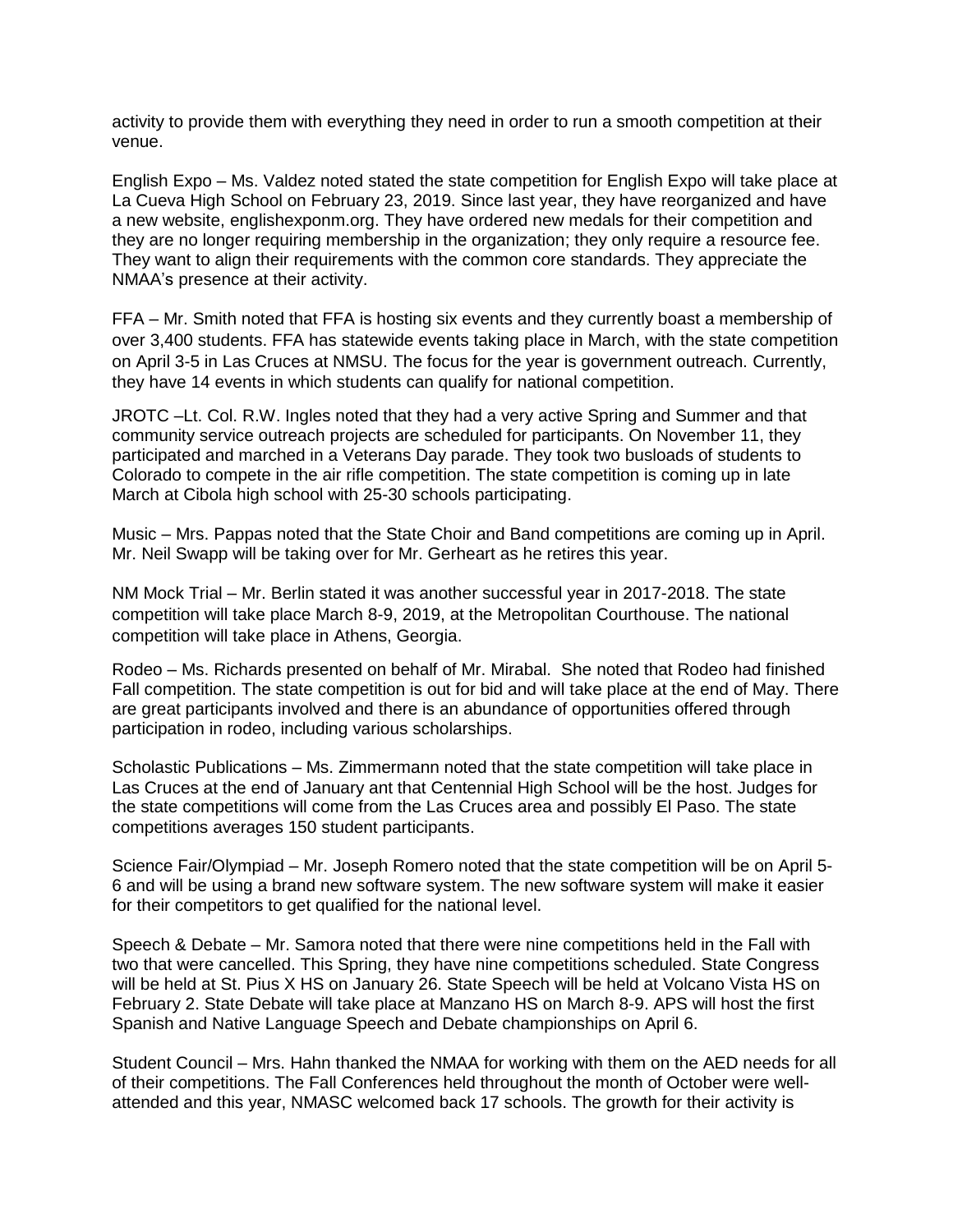activity to provide them with everything they need in order to run a smooth competition at their venue.

English Expo – Ms. Valdez noted stated the state competition for English Expo will take place at La Cueva High School on February 23, 2019. Since last year, they have reorganized and have a new website, englishexponm.org. They have ordered new medals for their competition and they are no longer requiring membership in the organization; they only require a resource fee. They want to align their requirements with the common core standards. They appreciate the NMAA's presence at their activity.

FFA – Mr. Smith noted that FFA is hosting six events and they currently boast a membership of over 3,400 students. FFA has statewide events taking place in March, with the state competition on April 3-5 in Las Cruces at NMSU. The focus for the year is government outreach. Currently, they have 14 events in which students can qualify for national competition.

JROTC –Lt. Col. R.W. Ingles noted that they had a very active Spring and Summer and that community service outreach projects are scheduled for participants. On November 11, they participated and marched in a Veterans Day parade. They took two busloads of students to Colorado to compete in the air rifle competition. The state competition is coming up in late March at Cibola high school with 25-30 schools participating.

Music – Mrs. Pappas noted that the State Choir and Band competitions are coming up in April. Mr. Neil Swapp will be taking over for Mr. Gerheart as he retires this year.

NM Mock Trial – Mr. Berlin stated it was another successful year in 2017-2018. The state competition will take place March 8-9, 2019, at the Metropolitan Courthouse. The national competition will take place in Athens, Georgia.

Rodeo – Ms. Richards presented on behalf of Mr. Mirabal. She noted that Rodeo had finished Fall competition. The state competition is out for bid and will take place at the end of May. There are great participants involved and there is an abundance of opportunities offered through participation in rodeo, including various scholarships.

Scholastic Publications – Ms. Zimmermann noted that the state competition will take place in Las Cruces at the end of January ant that Centennial High School will be the host. Judges for the state competitions will come from the Las Cruces area and possibly El Paso. The state competitions averages 150 student participants.

Science Fair/Olympiad – Mr. Joseph Romero noted that the state competition will be on April 5-6 and will be using a brand new software system. The new software system will make it easier for their competitors to get qualified for the national level.

Speech & Debate – Mr. Samora noted that there were nine competitions held in the Fall with two that were cancelled. This Spring, they have nine competitions scheduled. State Congress will be held at St. Pius X HS on January 26. State Speech will be held at Volcano Vista HS on February 2. State Debate will take place at Manzano HS on March 8-9. APS will host the first Spanish and Native Language Speech and Debate championships on April 6.

Student Council – Mrs. Hahn thanked the NMAA for working with them on the AED needs for all of their competitions. The Fall Conferences held throughout the month of October were well-attended and this year, NMASC welcomed back 17 schools. The growth for their activity is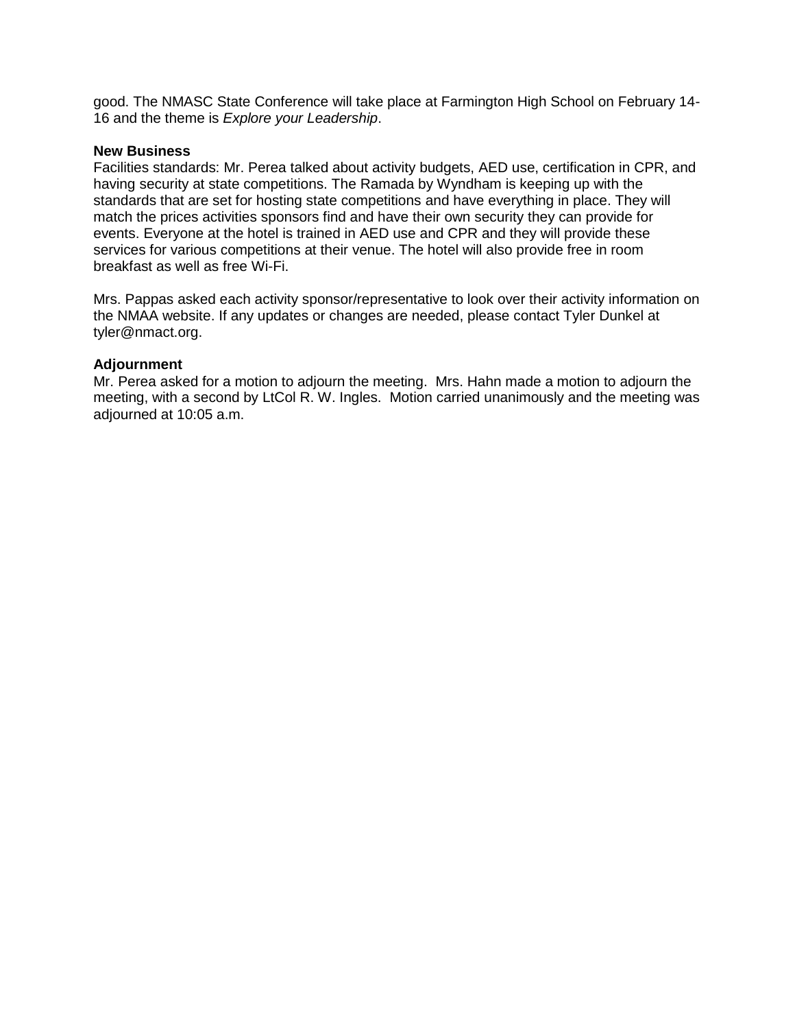good. The NMASC State Conference will take place at Farmington High School on February 14-16 and the theme is *Explore your Leadership*.

**New Business**

Facilities standards: Mr. Perea talked about activity budgets, AED use, certification in CPR, and having security at state competitions. The Ramada by Wyndham is keeping up with the standards that are set for hosting state competitions and have everything in place. They will match the prices activities sponsors find and have their own security they can provide for events. Everyone at the hotel is trained in AED use and CPR and they will provide these services for various competitions at their venue. The hotel will also provide free in room breakfast as well as free Wi-Fi.

Mrs. Pappas asked each activity sponsor/representative to look over their activity information on the NMAA website. If any updates or changes are needed, please contact Tyler Dunkel at tyler@nmact.org.

**Adjournment**

Mr. Perea asked for a motion to adjourn the meeting. Mrs. Hahn made a motion to adjourn the meeting, with a second by LtCol R. W. Ingles. Motion carried unanimously and the meeting was adjourned at 10:05 a.m.